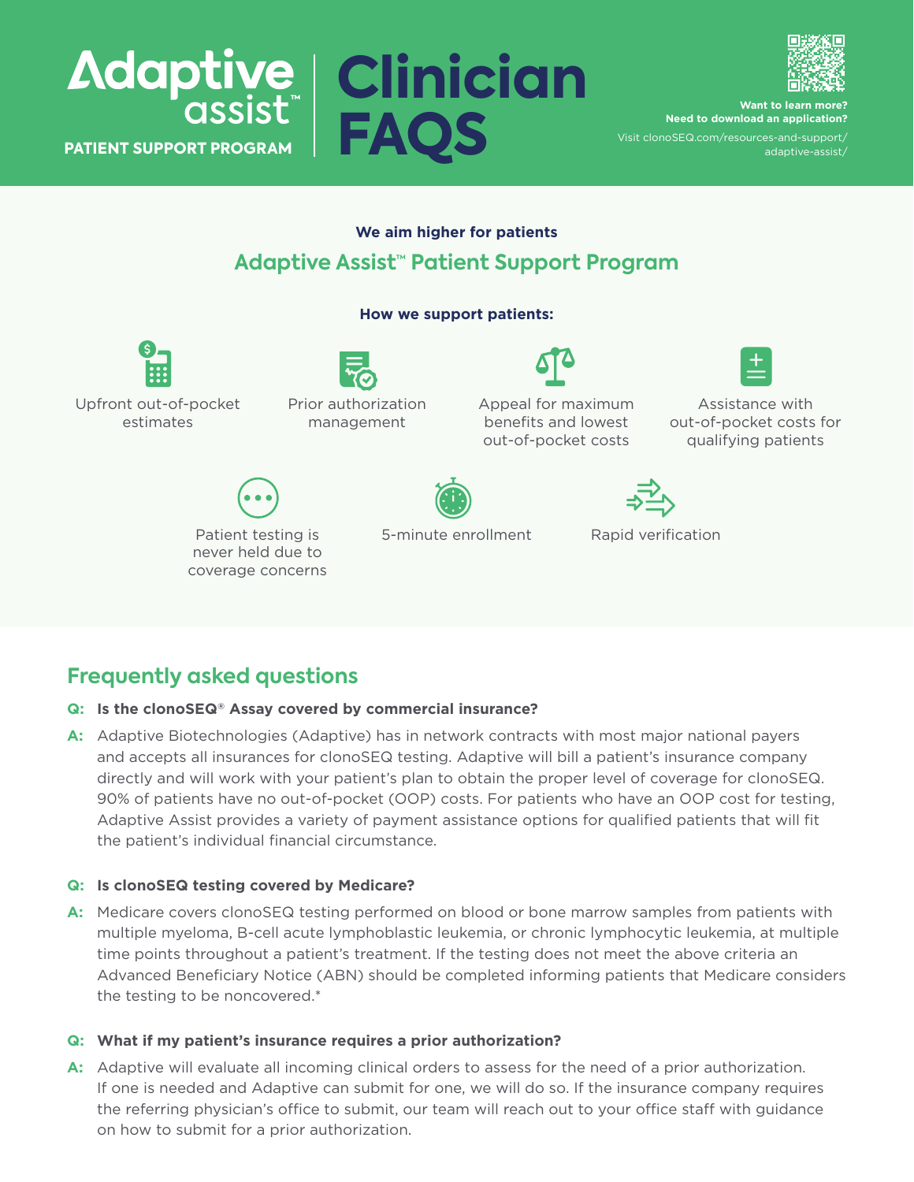# Adaptive assist™

**PATIENT SUPPORT PROGRAM**

# Clinician FAQS

**Want to learn more?**
**Need to download an application?**

Visit clonoSEQ.com/resources-and-support/adaptive-assist/

**We aim higher for patients**

## Adaptive Assist™ Patient Support Program

**How we support patients:**

- Upfront out-of-pocket estimates
- Prior authorization management
- Appeal for maximum benefits and lowest out-of-pocket costs
- Assistance with out-of-pocket costs for qualifying patients
- Patient testing is never held due to coverage concerns
- 5-minute enrollment
- Rapid verification

## Frequently asked questions

**Q: Is the clonoSEQ® Assay covered by commercial insurance?**

**A:** Adaptive Biotechnologies (Adaptive) has in network contracts with most major national payers and accepts all insurances for clonoSEQ testing. Adaptive will bill a patient's insurance company directly and will work with your patient's plan to obtain the proper level of coverage for clonoSEQ. 90% of patients have no out-of-pocket (OOP) costs. For patients who have an OOP cost for testing, Adaptive Assist provides a variety of payment assistance options for qualified patients that will fit the patient's individual financial circumstance.

**Q: Is clonoSEQ testing covered by Medicare?**

**A:** Medicare covers clonoSEQ testing performed on blood or bone marrow samples from patients with multiple myeloma, B-cell acute lymphoblastic leukemia, or chronic lymphocytic leukemia, at multiple time points throughout a patient's treatment. If the testing does not meet the above criteria an Advanced Beneficiary Notice (ABN) should be completed informing patients that Medicare considers the testing to be noncovered.*

**Q: What if my patient's insurance requires a prior authorization?**

**A:** Adaptive will evaluate all incoming clinical orders to assess for the need of a prior authorization. If one is needed and Adaptive can submit for one, we will do so. If the insurance company requires the referring physician's office to submit, our team will reach out to your office staff with guidance on how to submit for a prior authorization.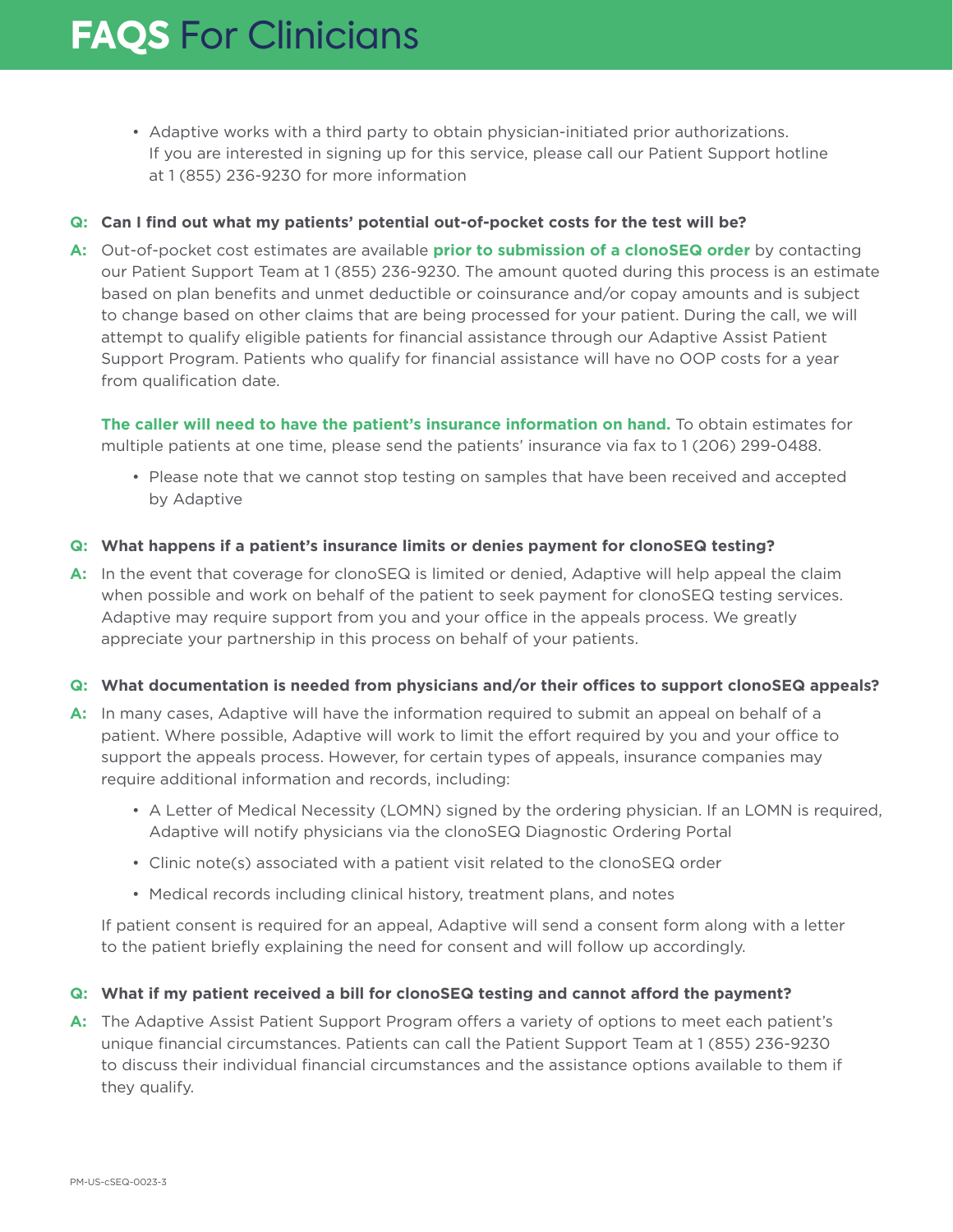# FAQS For Clinicians

- Adaptive works with a third party to obtain physician-initiated prior authorizations. If you are interested in signing up for this service, please call our Patient Support hotline at 1 (855) 236-9230 for more information

**Q: Can I find out what my patients' potential out-of-pocket costs for the test will be?**

**A:** Out-of-pocket cost estimates are available **prior to submission of a clonoSEQ order** by contacting our Patient Support Team at 1 (855) 236-9230. The amount quoted during this process is an estimate based on plan benefits and unmet deductible or coinsurance and/or copay amounts and is subject to change based on other claims that are being processed for your patient. During the call, we will attempt to qualify eligible patients for financial assistance through our Adaptive Assist Patient Support Program. Patients who qualify for financial assistance will have no OOP costs for a year from qualification date.

**The caller will need to have the patient's insurance information on hand.** To obtain estimates for multiple patients at one time, please send the patients' insurance via fax to 1 (206) 299-0488.

- Please note that we cannot stop testing on samples that have been received and accepted by Adaptive

**Q: What happens if a patient's insurance limits or denies payment for clonoSEQ testing?**

**A:** In the event that coverage for clonoSEQ is limited or denied, Adaptive will help appeal the claim when possible and work on behalf of the patient to seek payment for clonoSEQ testing services. Adaptive may require support from you and your office in the appeals process. We greatly appreciate your partnership in this process on behalf of your patients.

**Q: What documentation is needed from physicians and/or their offices to support clonoSEQ appeals?**

**A:** In many cases, Adaptive will have the information required to submit an appeal on behalf of a patient. Where possible, Adaptive will work to limit the effort required by you and your office to support the appeals process. However, for certain types of appeals, insurance companies may require additional information and records, including:

- A Letter of Medical Necessity (LOMN) signed by the ordering physician. If an LOMN is required, Adaptive will notify physicians via the clonoSEQ Diagnostic Ordering Portal
- Clinic note(s) associated with a patient visit related to the clonoSEQ order
- Medical records including clinical history, treatment plans, and notes

If patient consent is required for an appeal, Adaptive will send a consent form along with a letter to the patient briefly explaining the need for consent and will follow up accordingly.

**Q: What if my patient received a bill for clonoSEQ testing and cannot afford the payment?**

**A:** The Adaptive Assist Patient Support Program offers a variety of options to meet each patient's unique financial circumstances. Patients can call the Patient Support Team at 1 (855) 236-9230 to discuss their individual financial circumstances and the assistance options available to them if they qualify.

PM-US-cSEQ-0023-3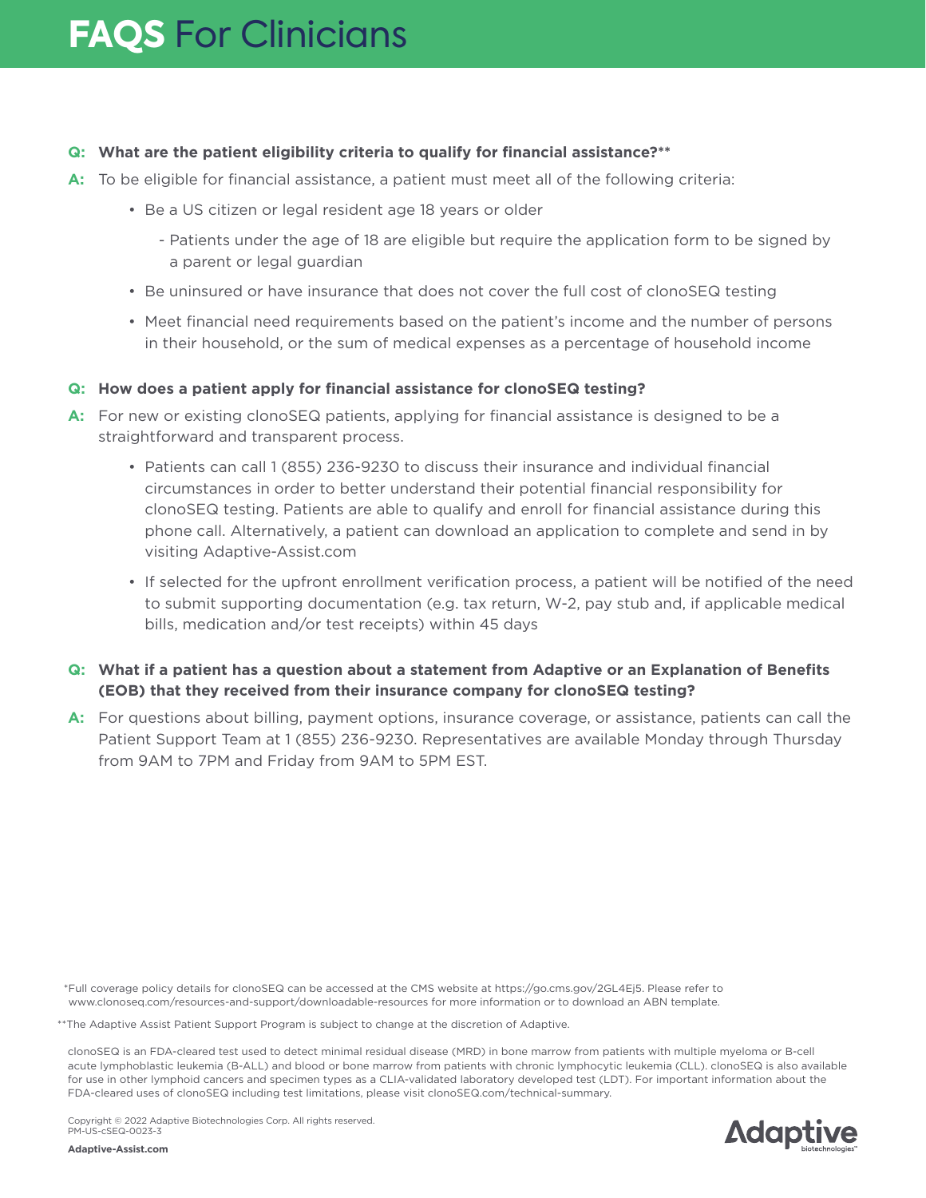# **FAQS** For Clinicians

**Q: What are the patient eligibility criteria to qualify for financial assistance?****

**A:** To be eligible for financial assistance, a patient must meet all of the following criteria:

- Be a US citizen or legal resident age 18 years or older
  - Patients under the age of 18 are eligible but require the application form to be signed by a parent or legal guardian
- Be uninsured or have insurance that does not cover the full cost of clonoSEQ testing
- Meet financial need requirements based on the patient's income and the number of persons in their household, or the sum of medical expenses as a percentage of household income

**Q: How does a patient apply for financial assistance for clonoSEQ testing?**

**A:** For new or existing clonoSEQ patients, applying for financial assistance is designed to be a straightforward and transparent process.

- Patients can call 1 (855) 236-9230 to discuss their insurance and individual financial circumstances in order to better understand their potential financial responsibility for clonoSEQ testing. Patients are able to qualify and enroll for financial assistance during this phone call. Alternatively, a patient can download an application to complete and send in by visiting Adaptive-Assist.com
- If selected for the upfront enrollment verification process, a patient will be notified of the need to submit supporting documentation (e.g. tax return, W-2, pay stub and, if applicable medical bills, medication and/or test receipts) within 45 days

**Q: What if a patient has a question about a statement from Adaptive or an Explanation of Benefits (EOB) that they received from their insurance company for clonoSEQ testing?**

**A:** For questions about billing, payment options, insurance coverage, or assistance, patients can call the Patient Support Team at 1 (855) 236-9230. Representatives are available Monday through Thursday from 9AM to 7PM and Friday from 9AM to 5PM EST.

*Full coverage policy details for clonoSEQ can be accessed at the CMS website at https://go.cms.gov/2GL4Ej5. Please refer to www.clonoseq.com/resources-and-support/downloadable-resources for more information or to download an ABN template.

**The Adaptive Assist Patient Support Program is subject to change at the discretion of Adaptive.

clonoSEQ is an FDA-cleared test used to detect minimal residual disease (MRD) in bone marrow from patients with multiple myeloma or B-cell acute lymphoblastic leukemia (B-ALL) and blood or bone marrow from patients with chronic lymphocytic leukemia (CLL). clonoSEQ is also available for use in other lymphoid cancers and specimen types as a CLIA-validated laboratory developed test (LDT). For important information about the FDA-cleared uses of clonoSEQ including test limitations, please visit clonoSEQ.com/technical-summary.

Copyright © 2022 Adaptive Biotechnologies Corp. All rights reserved.
PM-US-cSEQ-0023-3

**Adaptive-Assist.com**

Adaptive biotechnologies™